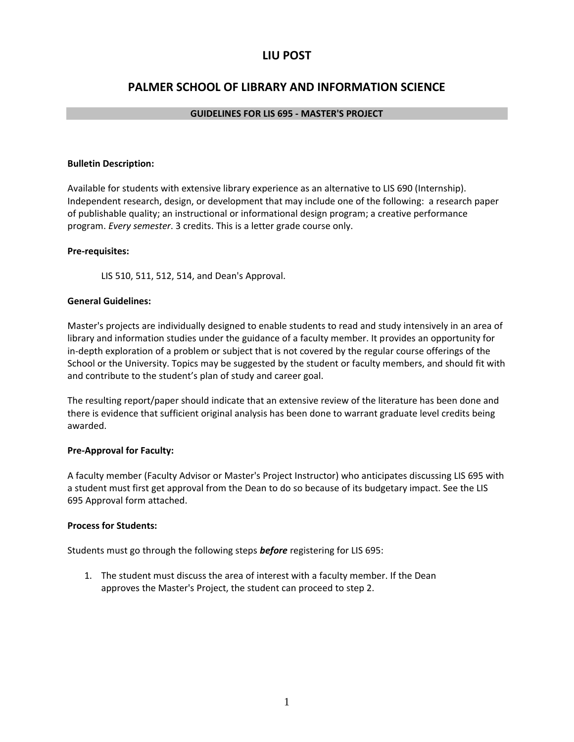# LIU POST

## PALMER SCHOOL OF LIBRARY AND INFORMATION SCIENCE

### GUIDELINES FOR LIS 695 - MASTER'S PROJECT

**Bulletin Description:**

Available for students with extensive library experience as an alternative to LIS 690 (Internship). Independent research, design, or development that may include one of the following: a research paper of publishable quality; an instructional or informational design program; a creative performance program. *Every semester*. 3 credits. This is a letter grade course only.

**Pre-requisites:**

LIS 510, 511, 512, 514, and Dean's Approval.

**General Guidelines:**

Master's projects are individually designed to enable students to read and study intensively in an area of library and information studies under the guidance of a faculty member. It provides an opportunity for in-depth exploration of a problem or subject that is not covered by the regular course offerings of the School or the University. Topics may be suggested by the student or faculty members, and should fit with and contribute to the student's plan of study and career goal.

The resulting report/paper should indicate that an extensive review of the literature has been done and there is evidence that sufficient original analysis has been done to warrant graduate level credits being awarded.

**Pre-Approval for Faculty:**

A faculty member (Faculty Advisor or Master's Project Instructor) who anticipates discussing LIS 695 with a student must first get approval from the Dean to do so because of its budgetary impact. See the LIS 695 Approval form attached.

**Process for Students:**

Students must go through the following steps ***before*** registering for LIS 695:

1. The student must discuss the area of interest with a faculty member. If the Dean approves the Master's Project, the student can proceed to step 2.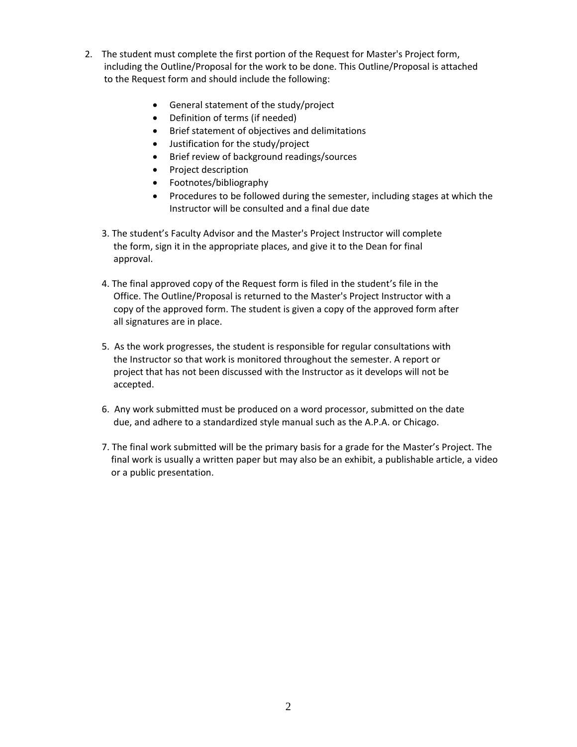2. The student must complete the first portion of the Request for Master's Project form, including the Outline/Proposal for the work to be done. This Outline/Proposal is attached to the Request form and should include the following:

   - General statement of the study/project
   - Definition of terms (if needed)
   - Brief statement of objectives and delimitations
   - Justification for the study/project
   - Brief review of background readings/sources
   - Project description
   - Footnotes/bibliography
   - Procedures to be followed during the semester, including stages at which the Instructor will be consulted and a final due date

3. The student's Faculty Advisor and the Master's Project Instructor will complete the form, sign it in the appropriate places, and give it to the Dean for final approval.

4. The final approved copy of the Request form is filed in the student's file in the Office. The Outline/Proposal is returned to the Master's Project Instructor with a copy of the approved form. The student is given a copy of the approved form after all signatures are in place.

5. As the work progresses, the student is responsible for regular consultations with the Instructor so that work is monitored throughout the semester. A report or project that has not been discussed with the Instructor as it develops will not be accepted.

6. Any work submitted must be produced on a word processor, submitted on the date due, and adhere to a standardized style manual such as the A.P.A. or Chicago.

7. The final work submitted will be the primary basis for a grade for the Master's Project. The final work is usually a written paper but may also be an exhibit, a publishable article, a video or a public presentation.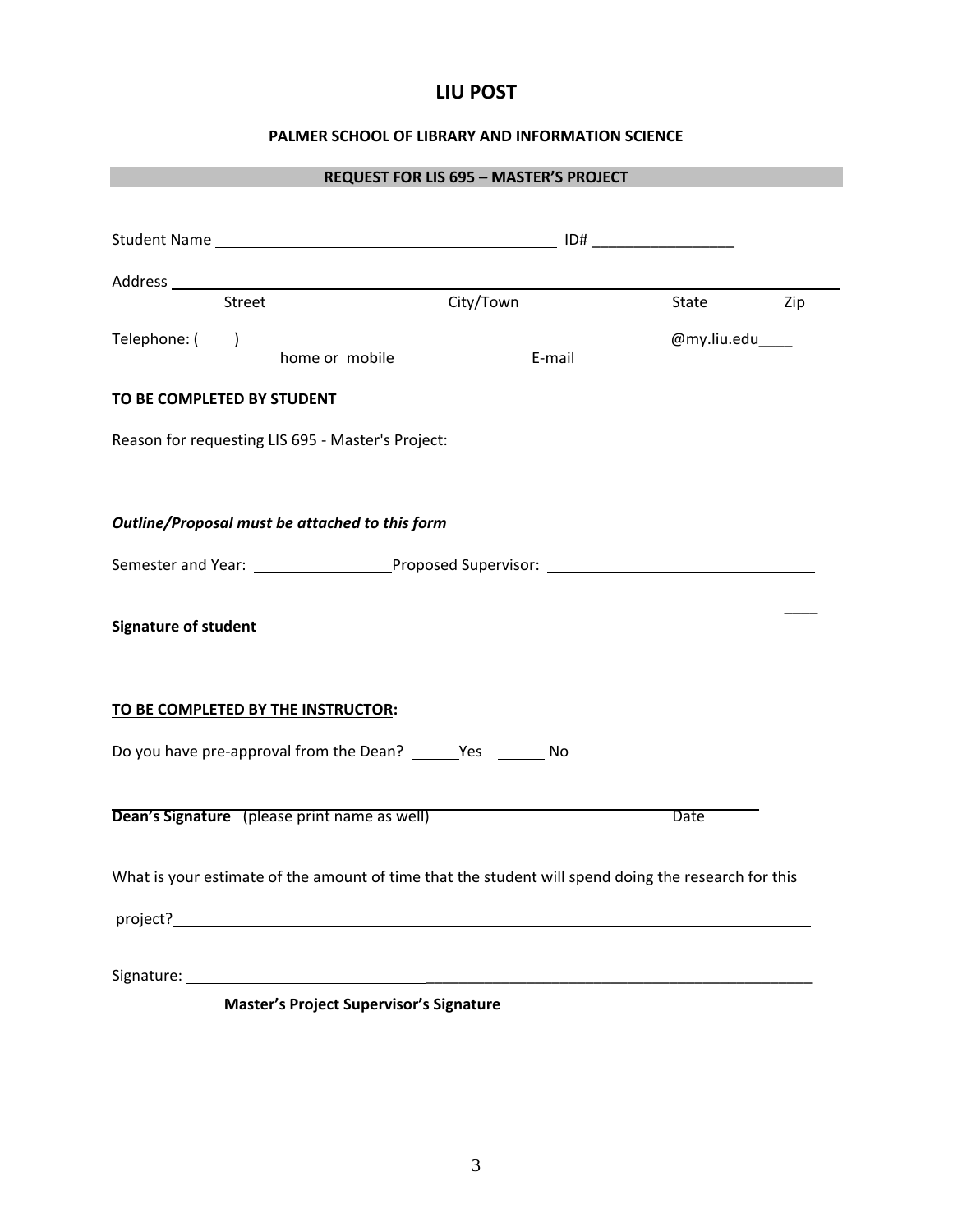# LIU POST

## PALMER SCHOOL OF LIBRARY AND INFORMATION SCIENCE

### REQUEST FOR LIS 695 – MASTER'S PROJECT

Student Name ________________________________________ ID# _________________

Address ______________________________________________________________________
Street City/Town State Zip

Telephone: (____)__________________________ ________________________@my.liu.edu____
home or mobile E-mail

**TO BE COMPLETED BY STUDENT**

Reason for requesting LIS 695 - Master's Project:

***Outline/Proposal must be attached to this form***

Semester and Year: _________________Proposed Supervisor: ________________________________

_____________________________________________________________________________________

**Signature of student**

**TO BE COMPLETED BY THE INSTRUCTOR:**

Do you have pre-approval from the Dean? ______Yes ______ No

_____________________________________________________________________________________

**Dean's Signature** (please print name as well) Date

What is your estimate of the amount of time that the student will spend doing the research for this project?_____________________________________________________________________________

Signature: ______________________________________________________________________________

**Master's Project Supervisor's Signature**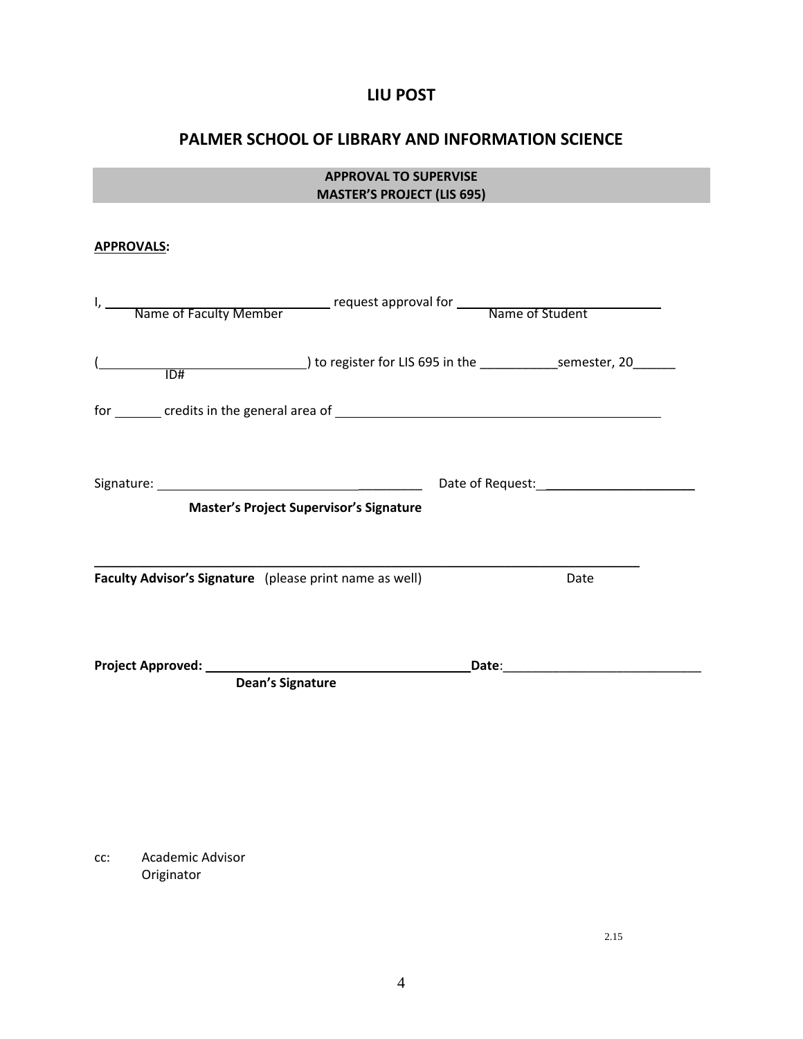# LIU POST

## PALMER SCHOOL OF LIBRARY AND INFORMATION SCIENCE

**APPROVAL TO SUPERVISE**
**MASTER'S PROJECT (LIS 695)**

**APPROVALS:**

I, ______________________________ request approval for ______________________________
Name of Faculty Member Name of Student

(______________________________) to register for LIS 695 in the ___________semester, 20______
ID#

for _______ credits in the general area of ______________________________________________

Signature: ______________________________________ Date of Request: ______________________
**Master's Project Supervisor's Signature**

______________________________________________________________________________
**Faculty Advisor's Signature** (please print name as well) Date

**Project Approved:** ______________________________________ **Date**:____________________________
**Dean's Signature**

cc: Academic Advisor
Originator

2.15